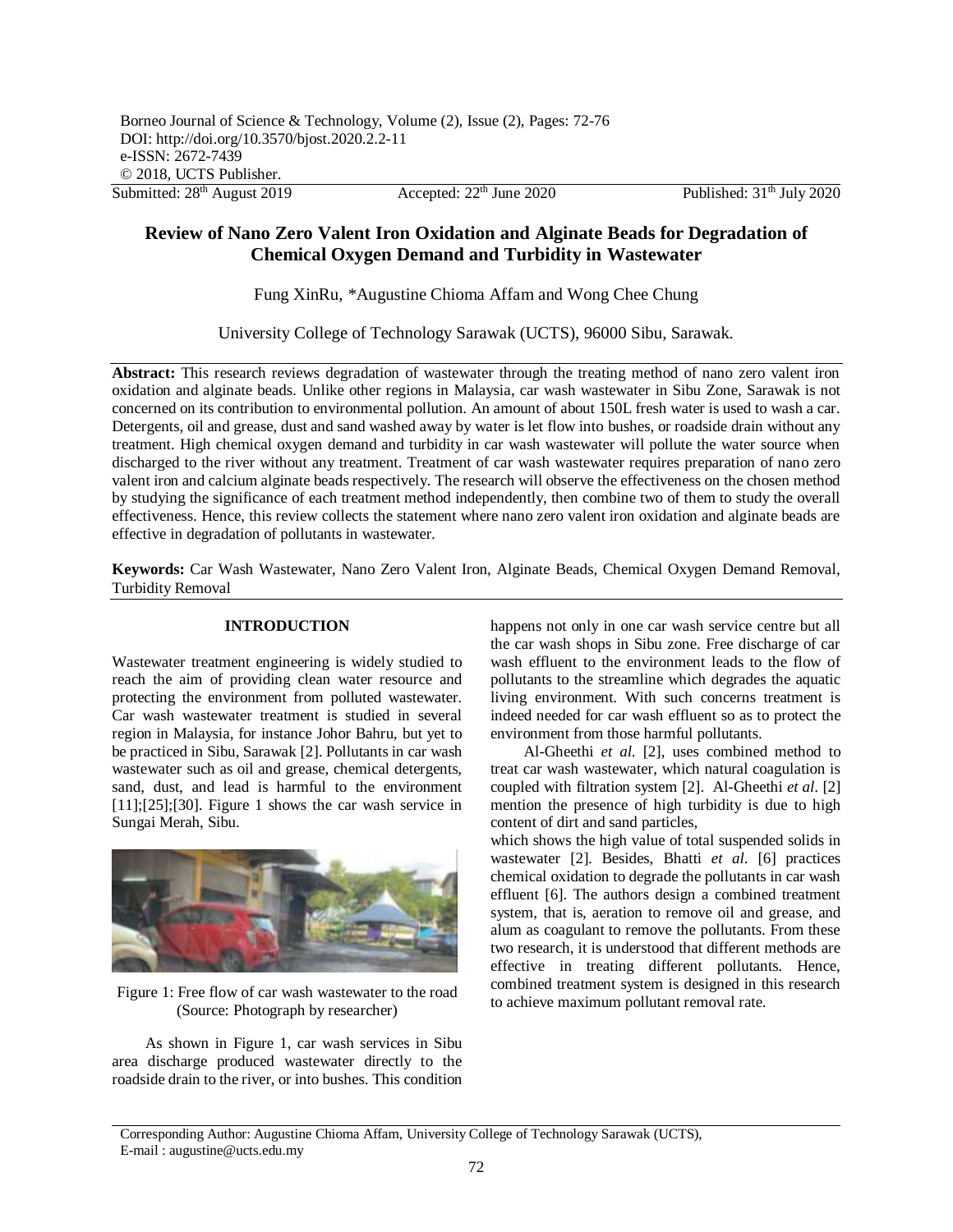Submitted: 28th August 2019 Accepted: 22th June 2020 Published: 31th July 2020

# Review of Nano Zero Valent Iron Oxidation and Alginate Beads for Degradation of Chemical Oxygen Demand and Turbidity in Wastewater

Fung XinRu, *Augustine Chioma Affam and Wong Chee Chung

University College of Technology Sarawak (UCTS), 96000 Sibu, Sarawak.

**Abstract:** This research reviews degradation of wastewater through the treating method of nano zero valent iron oxidation and alginate beads. Unlike other regions in Malaysia, car wash wastewater in Sibu Zone, Sarawak is not concerned on its contribution to environmental pollution. An amount of about 150L fresh water is used to wash a car. Detergents, oil and grease, dust and sand washed away by water is let flow into bushes, or roadside drain without any treatment. High chemical oxygen demand and turbidity in car wash wastewater will pollute the water source when discharged to the river without any treatment. Treatment of car wash wastewater requires preparation of nano zero valent iron and calcium alginate beads respectively. The research will observe the effectiveness on the chosen method by studying the significance of each treatment method independently, then combine two of them to study the overall effectiveness. Hence, this review collects the statement where nano zero valent iron oxidation and alginate beads are effective in degradation of pollutants in wastewater.

**Keywords:** Car Wash Wastewater, Nano Zero Valent Iron, Alginate Beads, Chemical Oxygen Demand Removal, Turbidity Removal

## INTRODUCTION

Wastewater treatment engineering is widely studied to reach the aim of providing clean water resource and protecting the environment from polluted wastewater. Car wash wastewater treatment is studied in several region in Malaysia, for instance Johor Bahru, but yet to be practiced in Sibu, Sarawak [2]. Pollutants in car wash wastewater such as oil and grease, chemical detergents, sand, dust, and lead is harmful to the environment [11];[25];[30]. Figure 1 shows the car wash service in Sungai Merah, Sibu.

Figure 1: Free flow of car wash wastewater to the road (Source: Photograph by researcher)

As shown in Figure 1, car wash services in Sibu area discharge produced wastewater directly to the roadside drain to the river, or into bushes. This condition happens not only in one car wash service centre but all the car wash shops in Sibu zone. Free discharge of car wash effluent to the environment leads to the flow of pollutants to the streamline which degrades the aquatic living environment. With such concerns treatment is indeed needed for car wash effluent so as to protect the environment from those harmful pollutants.

Al-Gheethi *et al.* [2], uses combined method to treat car wash wastewater, which natural coagulation is coupled with filtration system [2]. Al-Gheethi *et al.* [2] mention the presence of high turbidity is due to high content of dirt and sand particles, which shows the high value of total suspended solids in wastewater [2]. Besides, Bhatti *et al.* [6] practices chemical oxidation to degrade the pollutants in car wash effluent [6]. The authors design a combined treatment system, that is, aeration to remove oil and grease, and alum as coagulant to remove the pollutants. From these two research, it is understood that different methods are effective in treating different pollutants. Hence, combined treatment system is designed in this research to achieve maximum pollutant removal rate.

Corresponding Author: Augustine Chioma Affam, University College of Technology Sarawak (UCTS), E-mail : augustine@ucts.edu.my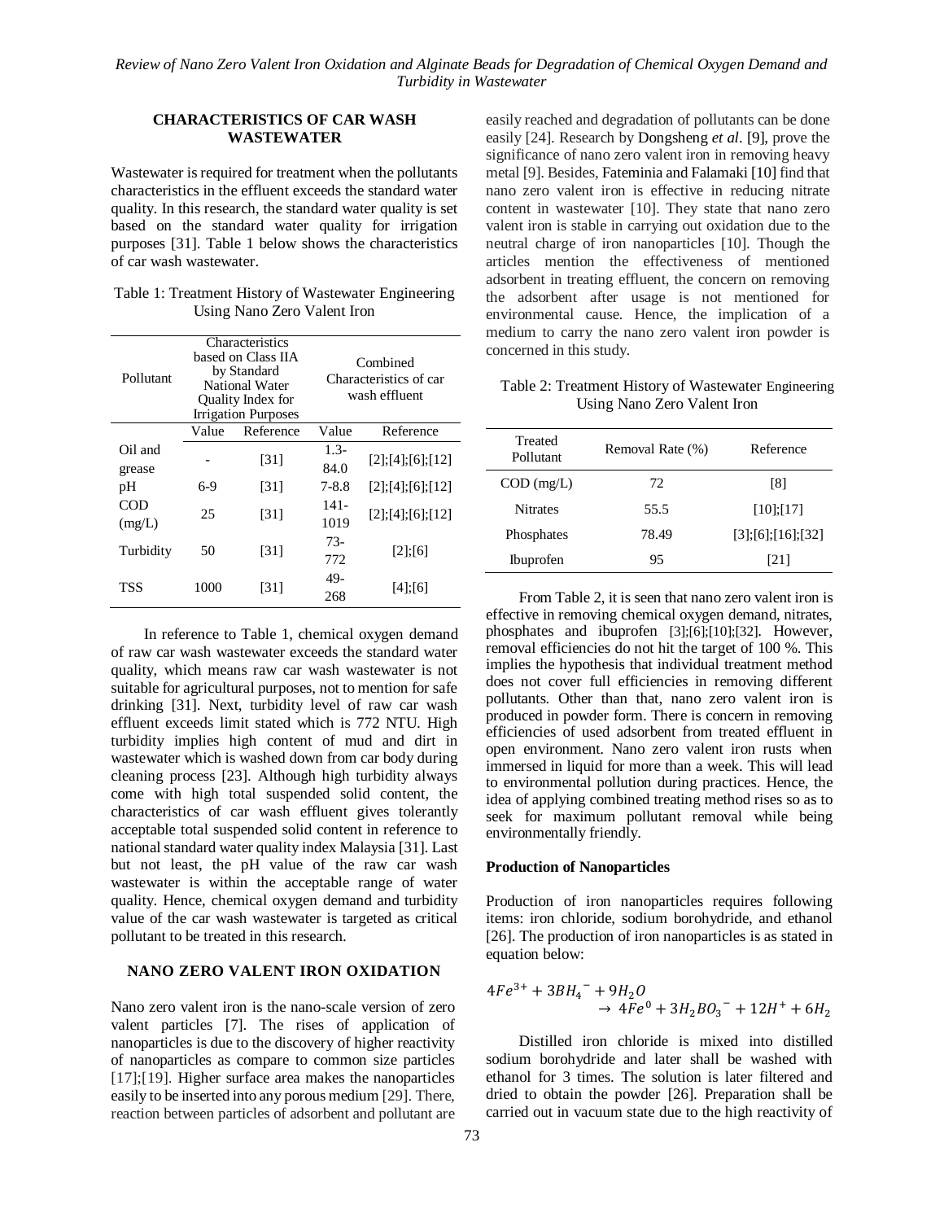## CHARACTERISTICS OF CAR WASH WASTEWATER

Wastewater is required for treatment when the pollutants characteristics in the effluent exceeds the standard water quality. In this research, the standard water quality is set based on the standard water quality for irrigation purposes [31]. Table 1 below shows the characteristics of car wash wastewater.

Table 1: Treatment History of Wastewater Engineering Using Nano Zero Valent Iron

| Pollutant | Characteristics based on Class IIA by Standard National Water Quality Index for Irrigation Purposes | | Combined Characteristics of car wash effluent | |
|---|---|---|---|---|
| | Value | Reference | Value | Reference |
| Oil and grease | - | [31] | 1.3-84.0 | [2];[4];[6];[12] |
| pH | 6-9 | [31] | 7-8.8 | [2];[4];[6];[12] |
| COD (mg/L) | 25 | [31] | 141-1019 | [2];[4];[6];[12] |
| Turbidity | 50 | [31] | 73-772 | [2];[6] |
| TSS | 1000 | [31] | 49-268 | [4];[6] |

In reference to Table 1, chemical oxygen demand of raw car wash wastewater exceeds the standard water quality, which means raw car wash wastewater is not suitable for agricultural purposes, not to mention for safe drinking [31]. Next, turbidity level of raw car wash effluent exceeds limit stated which is 772 NTU. High turbidity implies high content of mud and dirt in wastewater which is washed down from car body during cleaning process [23]. Although high turbidity always come with high total suspended solid content, the characteristics of car wash effluent gives tolerantly acceptable total suspended solid content in reference to national standard water quality index Malaysia [31]. Last but not least, the pH value of the raw car wash wastewater is within the acceptable range of water quality. Hence, chemical oxygen demand and turbidity value of the car wash wastewater is targeted as critical pollutant to be treated in this research.

## NANO ZERO VALENT IRON OXIDATION

Nano zero valent iron is the nano-scale version of zero valent particles [7]. The rises of application of nanoparticles is due to the discovery of higher reactivity of nanoparticles as compare to common size particles [17];[19]. Higher surface area makes the nanoparticles easily to be inserted into any porous medium [29]. There, reaction between particles of adsorbent and pollutant are easily reached and degradation of pollutants can be done easily [24]. Research by Dongsheng *et al*. [9], prove the significance of nano zero valent iron in removing heavy metal [9]. Besides, Fateminia and Falamaki [10] find that nano zero valent iron is effective in reducing nitrate content in wastewater [10]. They state that nano zero valent iron is stable in carrying out oxidation due to the neutral charge of iron nanoparticles [10]. Though the articles mention the effectiveness of mentioned adsorbent in treating effluent, the concern on removing the adsorbent after usage is not mentioned for environmental cause. Hence, the implication of a medium to carry the nano zero valent iron powder is concerned in this study.

Table 2: Treatment History of Wastewater Engineering Using Nano Zero Valent Iron

| Treated Pollutant | Removal Rate (%) | Reference |
|---|---|---|
| COD (mg/L) | 72 | [8] |
| Nitrates | 55.5 | [10];[17] |
| Phosphates | 78.49 | [3];[6];[16];[32] |
| Ibuprofen | 95 | [21] |

From Table 2, it is seen that nano zero valent iron is effective in removing chemical oxygen demand, nitrates, phosphates and ibuprofen [3];[6];[10];[32]. However, removal efficiencies do not hit the target of 100 %. This implies the hypothesis that individual treatment method does not cover full efficiencies in removing different pollutants. Other than that, nano zero valent iron is produced in powder form. There is concern in removing efficiencies of used adsorbent from treated effluent in open environment. Nano zero valent iron rusts when immersed in liquid for more than a week. This will lead to environmental pollution during practices. Hence, the idea of applying combined treating method rises so as to seek for maximum pollutant removal while being environmentally friendly.

### Production of Nanoparticles

Production of iron nanoparticles requires following items: iron chloride, sodium borohydride, and ethanol [26]. The production of iron nanoparticles is as stated in equation below:

$$4Fe^{3+} + 3BH_4^{-} + 9H_2O \rightarrow 4Fe^{0} + 3H_2BO_3^{-} + 12H^{+} + 6H_2$$

Distilled iron chloride is mixed into distilled sodium borohydride and later shall be washed with ethanol for 3 times. The solution is later filtered and dried to obtain the powder [26]. Preparation shall be carried out in vacuum state due to the high reactivity of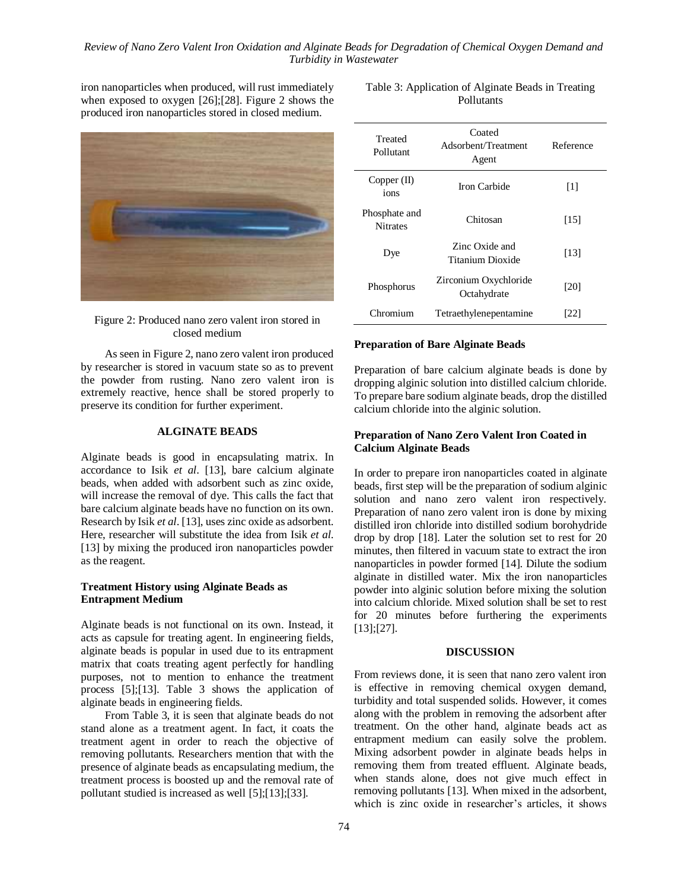iron nanoparticles when produced, will rust immediately when exposed to oxygen [26];[28]. Figure 2 shows the produced iron nanoparticles stored in closed medium.

Figure 2: Produced nano zero valent iron stored in closed medium

As seen in Figure 2, nano zero valent iron produced by researcher is stored in vacuum state so as to prevent the powder from rusting. Nano zero valent iron is extremely reactive, hence shall be stored properly to preserve its condition for further experiment.

## ALGINATE BEADS

Alginate beads is good in encapsulating matrix. In accordance to Isik *et al*. [13], bare calcium alginate beads, when added with adsorbent such as zinc oxide, will increase the removal of dye. This calls the fact that bare calcium alginate beads have no function on its own. Research by Isik *et al*. [13], uses zinc oxide as adsorbent. Here, researcher will substitute the idea from Isik *et al*. [13] by mixing the produced iron nanoparticles powder as the reagent.

### Treatment History using Alginate Beads as Entrapment Medium

Alginate beads is not functional on its own. Instead, it acts as capsule for treating agent. In engineering fields, alginate beads is popular in used due to its entrapment matrix that coats treating agent perfectly for handling purposes, not to mention to enhance the treatment process [5];[13]. Table 3 shows the application of alginate beads in engineering fields.

From Table 3, it is seen that alginate beads do not stand alone as a treatment agent. In fact, it coats the treatment agent in order to reach the objective of removing pollutants. Researchers mention that with the presence of alginate beads as encapsulating medium, the treatment process is boosted up and the removal rate of pollutant studied is increased as well [5];[13];[33].

Table 3: Application of Alginate Beads in Treating Pollutants

| Treated Pollutant | Coated Adsorbent/Treatment Agent | Reference |
|---|---|---|
| Copper (II) ions | Iron Carbide | [1] |
| Phosphate and Nitrates | Chitosan | [15] |
| Dye | Zinc Oxide and Titanium Dioxide | [13] |
| Phosphorus | Zirconium Oxychloride Octahydrate | [20] |
| Chromium | Tetraethylenepentamine | [22] |

### Preparation of Bare Alginate Beads

Preparation of bare calcium alginate beads is done by dropping alginic solution into distilled calcium chloride. To prepare bare sodium alginate beads, drop the distilled calcium chloride into the alginic solution.

### Preparation of Nano Zero Valent Iron Coated in Calcium Alginate Beads

In order to prepare iron nanoparticles coated in alginate beads, first step will be the preparation of sodium alginic solution and nano zero valent iron respectively. Preparation of nano zero valent iron is done by mixing distilled iron chloride into distilled sodium borohydride drop by drop [18]. Later the solution set to rest for 20 minutes, then filtered in vacuum state to extract the iron nanoparticles in powder formed [14]. Dilute the sodium alginate in distilled water. Mix the iron nanoparticles powder into alginic solution before mixing the solution into calcium chloride. Mixed solution shall be set to rest for 20 minutes before furthering the experiments [13];[27].

## DISCUSSION

From reviews done, it is seen that nano zero valent iron is effective in removing chemical oxygen demand, turbidity and total suspended solids. However, it comes along with the problem in removing the adsorbent after treatment. On the other hand, alginate beads act as entrapment medium can easily solve the problem. Mixing adsorbent powder in alginate beads helps in removing them from treated effluent. Alginate beads, when stands alone, does not give much effect in removing pollutants [13]. When mixed in the adsorbent, which is zinc oxide in researcher's articles, it shows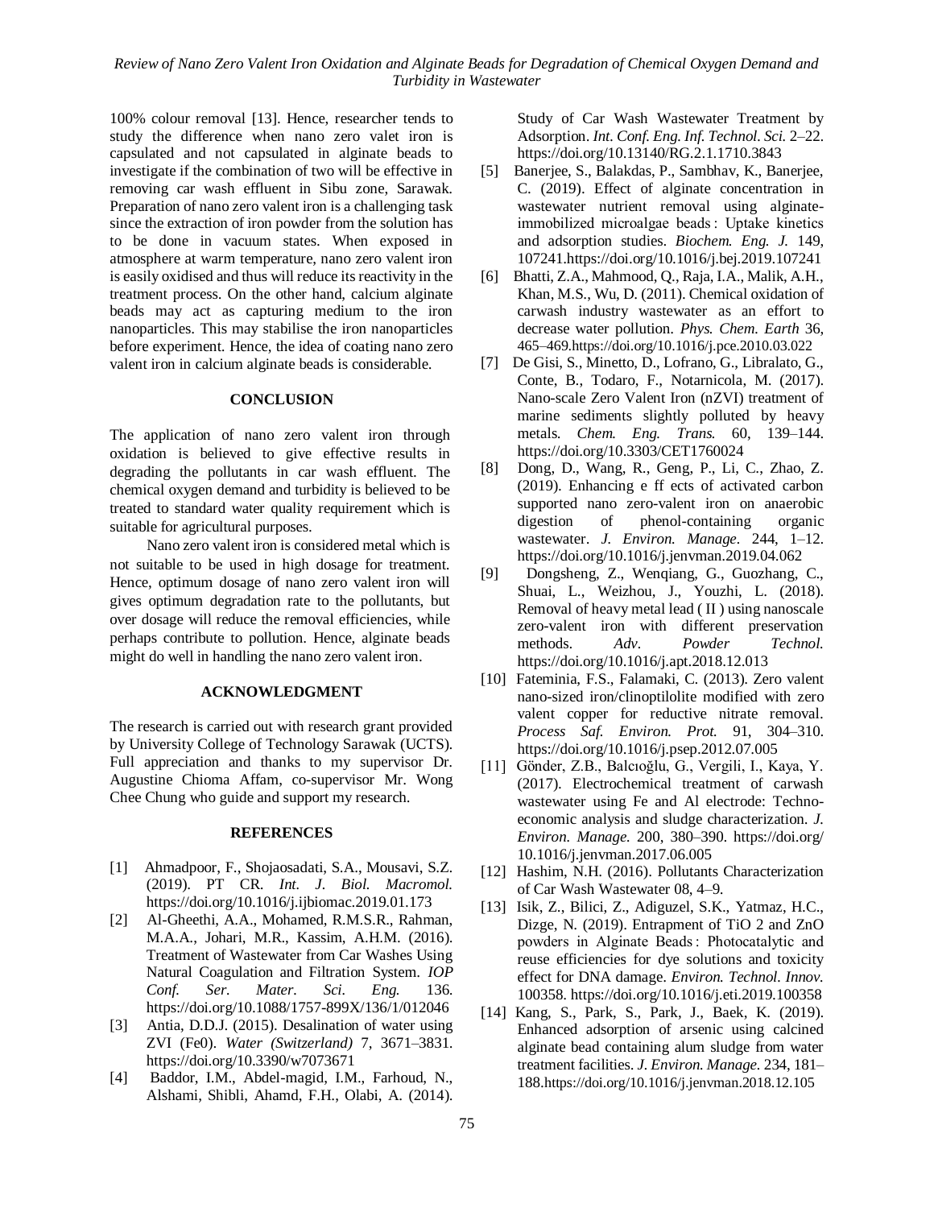100% colour removal [13]. Hence, researcher tends to study the difference when nano zero valet iron is capsulated and not capsulated in alginate beads to investigate if the combination of two will be effective in removing car wash effluent in Sibu zone, Sarawak. Preparation of nano zero valent iron is a challenging task since the extraction of iron powder from the solution has to be done in vacuum states. When exposed in atmosphere at warm temperature, nano zero valent iron is easily oxidised and thus will reduce its reactivity in the treatment process. On the other hand, calcium alginate beads may act as capturing medium to the iron nanoparticles. This may stabilise the iron nanoparticles before experiment. Hence, the idea of coating nano zero valent iron in calcium alginate beads is considerable.

## CONCLUSION

The application of nano zero valent iron through oxidation is believed to give effective results in degrading the pollutants in car wash effluent. The chemical oxygen demand and turbidity is believed to be treated to standard water quality requirement which is suitable for agricultural purposes.

Nano zero valent iron is considered metal which is not suitable to be used in high dosage for treatment. Hence, optimum dosage of nano zero valent iron will gives optimum degradation rate to the pollutants, but over dosage will reduce the removal efficiencies, while perhaps contribute to pollution. Hence, alginate beads might do well in handling the nano zero valent iron.

## ACKNOWLEDGMENT

The research is carried out with research grant provided by University College of Technology Sarawak (UCTS). Full appreciation and thanks to my supervisor Dr. Augustine Chioma Affam, co-supervisor Mr. Wong Chee Chung who guide and support my research.

## REFERENCES

[1] Ahmadpoor, F., Shojaosadati, S.A., Mousavi, S.Z. (2019). PT CR. *Int. J. Biol. Macromol.* https://doi.org/10.1016/j.ijbiomac.2019.01.173

[2] Al-Gheethi, A.A., Mohamed, R.M.S.R., Rahman, M.A.A., Johari, M.R., Kassim, A.H.M. (2016). Treatment of Wastewater from Car Washes Using Natural Coagulation and Filtration System. *IOP Conf. Ser. Mater. Sci. Eng.* 136. https://doi.org/10.1088/1757-899X/136/1/012046

[3] Antia, D.D.J. (2015). Desalination of water using ZVI (Fe0). *Water (Switzerland)* 7, 3671–3831. https://doi.org/10.3390/w7073671

[4] Baddor, I.M., Abdel-magid, I.M., Farhoud, N., Alshami, Shibli, Ahamd, F.H., Olabi, A. (2014). Study of Car Wash Wastewater Treatment by Adsorption. *Int. Conf. Eng. Inf. Technol. Sci.* 2–22. https://doi.org/10.13140/RG.2.1.1710.3843

[5] Banerjee, S., Balakdas, P., Sambhav, K., Banerjee, C. (2019). Effect of alginate concentration in wastewater nutrient removal using alginate-immobilized microalgae beads : Uptake kinetics and adsorption studies. *Biochem. Eng. J.* 149, 107241.https://doi.org/10.1016/j.bej.2019.107241

[6] Bhatti, Z.A., Mahmood, Q., Raja, I.A., Malik, A.H., Khan, M.S., Wu, D. (2011). Chemical oxidation of carwash industry wastewater as an effort to decrease water pollution. *Phys. Chem. Earth* 36, 465–469.https://doi.org/10.1016/j.pce.2010.03.022

[7] De Gisi, S., Minetto, D., Lofrano, G., Libralato, G., Conte, B., Todaro, F., Notarnicola, M. (2017). Nano-scale Zero Valent Iron (nZVI) treatment of marine sediments slightly polluted by heavy metals. *Chem. Eng. Trans.* 60, 139–144. https://doi.org/10.3303/CET1760024

[8] Dong, D., Wang, R., Geng, P., Li, C., Zhao, Z. (2019). Enhancing e ff ects of activated carbon supported nano zero-valent iron on anaerobic digestion of phenol-containing organic wastewater. *J. Environ. Manage.* 244, 1–12. https://doi.org/10.1016/j.jenvman.2019.04.062

[9] Dongsheng, Z., Wenqiang, G., Guozhang, C., Shuai, L., Weizhou, J., Youzhi, L. (2018). Removal of heavy metal lead ( II ) using nanoscale zero-valent iron with different preservation methods. *Adv. Powder Technol.* https://doi.org/10.1016/j.apt.2018.12.013

[10] Fateminia, F.S., Falamaki, C. (2013). Zero valent nano-sized iron/clinoptilolite modified with zero valent copper for reductive nitrate removal. *Process Saf. Environ. Prot.* 91, 304–310. https://doi.org/10.1016/j.psep.2012.07.005

[11] Gönder, Z.B., Balcıoğlu, G., Vergili, I., Kaya, Y. (2017). Electrochemical treatment of carwash wastewater using Fe and Al electrode: Techno-economic analysis and sludge characterization. *J. Environ. Manage.* 200, 380–390. https://doi.org/10.1016/j.jenvman.2017.06.005

[12] Hashim, N.H. (2016). Pollutants Characterization of Car Wash Wastewater 08, 4–9.

[13] Isik, Z., Bilici, Z., Adiguzel, S.K., Yatmaz, H.C., Dizge, N. (2019). Entrapment of TiO 2 and ZnO powders in Alginate Beads : Photocatalytic and reuse efficiencies for dye solutions and toxicity effect for DNA damage. *Environ. Technol. Innov.* 100358. https://doi.org/10.1016/j.eti.2019.100358

[14] Kang, S., Park, S., Park, J., Baek, K. (2019). Enhanced adsorption of arsenic using calcined alginate bead containing alum sludge from water treatment facilities. *J. Environ. Manage.* 234, 181–188.https://doi.org/10.1016/j.jenvman.2018.12.105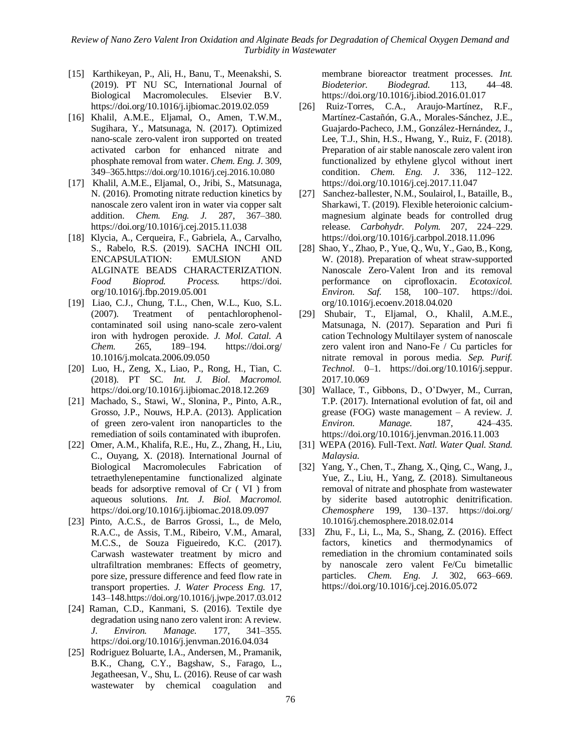[15] Karthikeyan, P., Ali, H., Banu, T., Meenakshi, S. (2019). PT NU SC, International Journal of Biological Macromolecules. Elsevier B.V. https://doi.org/10.1016/j.ijbiomac.2019.02.059

[16] Khalil, A.M.E., Eljamal, O., Amen, T.W.M., Sugihara, Y., Matsunaga, N. (2017). Optimized nano-scale zero-valent iron supported on treated activated carbon for enhanced nitrate and phosphate removal from water. *Chem. Eng. J.* 309, 349–365.https://doi.org/10.1016/j.cej.2016.10.080

[17] Khalil, A.M.E., Eljamal, O., Jribi, S., Matsunaga, N. (2016). Promoting nitrate reduction kinetics by nanoscale zero valent iron in water via copper salt addition. *Chem. Eng. J.* 287, 367–380. https://doi.org/10.1016/j.cej.2015.11.038

[18] Klycia, A., Cerqueira, F., Gabriela, A., Carvalho, S., Rabelo, R.S. (2019). SACHA INCHI OIL ENCAPSULATION: EMULSION AND ALGINATE BEADS CHARACTERIZATION. *Food Bioprod. Process.* https://doi.org/10.1016/j.fbp.2019.05.001

[19] Liao, C.J., Chung, T.L., Chen, W.L., Kuo, S.L. (2007). Treatment of pentachlorophenol-contaminated soil using nano-scale zero-valent iron with hydrogen peroxide. *J. Mol. Catal. A Chem.* 265, 189–194. https://doi.org/10.1016/j.molcata.2006.09.050

[20] Luo, H., Zeng, X., Liao, P., Rong, H., Tian, C. (2018). PT SC. *Int. J. Biol. Macromol.* https://doi.org/10.1016/j.ijbiomac.2018.12.269

[21] Machado, S., Stawi, W., Slonina, P., Pinto, A.R., Grosso, J.P., Nouws, H.P.A. (2013). Application of green zero-valent iron nanoparticles to the remediation of soils contaminated with ibuprofen.

[22] Omer, A.M., Khalifa, R.E., Hu, Z., Zhang, H., Liu, C., Ouyang, X. (2018). International Journal of Biological Macromolecules Fabrication of tetraethylenepentamine functionalized alginate beads for adsorptive removal of Cr ( VI ) from aqueous solutions. *Int. J. Biol. Macromol.* https://doi.org/10.1016/j.ijbiomac.2018.09.097

[23] Pinto, A.C.S., de Barros Grossi, L., de Melo, R.A.C., de Assis, T.M., Ribeiro, V.M., Amaral, M.C.S., de Souza Figueiredo, K.C. (2017). Carwash wastewater treatment by micro and ultrafiltration membranes: Effects of geometry, pore size, pressure difference and feed flow rate in transport properties. *J. Water Process Eng.* 17, 143–148.https://doi.org/10.1016/j.jwpe.2017.03.012

[24] Raman, C.D., Kanmani, S. (2016). Textile dye degradation using nano zero valent iron: A review. *J. Environ. Manage.* 177, 341–355. https://doi.org/10.1016/j.jenvman.2016.04.034

[25] Rodriguez Boluarte, I.A., Andersen, M., Pramanik, B.K., Chang, C.Y., Bagshaw, S., Farago, L., Jegatheesan, V., Shu, L. (2016). Reuse of car wash wastewater by chemical coagulation and membrane bioreactor treatment processes. *Int. Biodeterior. Biodegrad.* 113, 44–48. https://doi.org/10.1016/j.ibiod.2016.01.017

[26] Ruiz-Torres, C.A., Araujo-Martínez, R.F., Martínez-Castañón, G.A., Morales-Sánchez, J.E., Guajardo-Pacheco, J.M., González-Hernández, J., Lee, T.J., Shin, H.S., Hwang, Y., Ruiz, F. (2018). Preparation of air stable nanoscale zero valent iron functionalized by ethylene glycol without inert condition. *Chem. Eng. J.* 336, 112–122. https://doi.org/10.1016/j.cej.2017.11.047

[27] Sanchez-ballester, N.M., Soulairol, I., Bataille, B., Sharkawi, T. (2019). Flexible heteroionic calcium-magnesium alginate beads for controlled drug release. *Carbohydr. Polym.* 207, 224–229. https://doi.org/10.1016/j.carbpol.2018.11.096

[28] Shao, Y., Zhao, P., Yue, Q., Wu, Y., Gao, B., Kong, W. (2018). Preparation of wheat straw-supported Nanoscale Zero-Valent Iron and its removal performance on ciprofloxacin. *Ecotoxicol. Environ. Saf.* 158, 100–107. https://doi.org/10.1016/j.ecoenv.2018.04.020

[29] Shubair, T., Eljamal, O., Khalil, A.M.E., Matsunaga, N. (2017). Separation and Puri fi cation Technology Multilayer system of nanoscale zero valent iron and Nano-Fe / Cu particles for nitrate removal in porous media. *Sep. Purif. Technol.* 0–1. https://doi.org/10.1016/j.seppur.2017.10.069

[30] Wallace, T., Gibbons, D., O'Dwyer, M., Curran, T.P. (2017). International evolution of fat, oil and grease (FOG) waste management – A review. *J. Environ. Manage.* 187, 424–435. https://doi.org/10.1016/j.jenvman.2016.11.003

[31] WEPA (2016). Full-Text. *Natl. Water Qual. Stand. Malaysia.*

[32] Yang, Y., Chen, T., Zhang, X., Qing, C., Wang, J., Yue, Z., Liu, H., Yang, Z. (2018). Simultaneous removal of nitrate and phosphate from wastewater by siderite based autotrophic denitrification. *Chemosphere* 199, 130–137. https://doi.org/10.1016/j.chemosphere.2018.02.014

[33] Zhu, F., Li, L., Ma, S., Shang, Z. (2016). Effect factors, kinetics and thermodynamics of remediation in the chromium contaminated soils by nanoscale zero valent Fe/Cu bimetallic particles. *Chem. Eng. J.* 302, 663–669. https://doi.org/10.1016/j.cej.2016.05.072